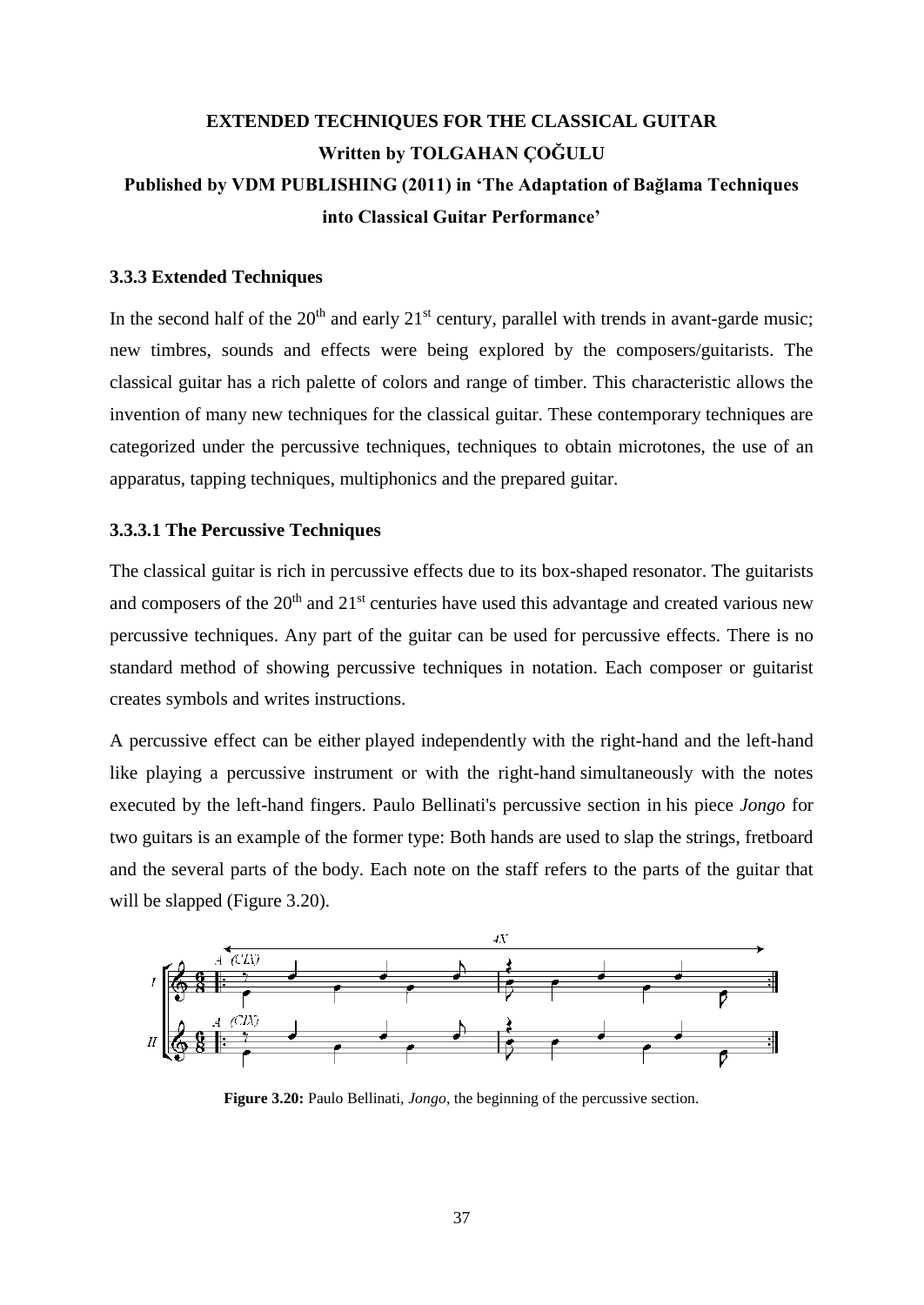**EXTENDED TECHNIQUES FOR THE CLASSICAL GUITAR**

**Written by TOLGAHAN ÇOĞULU**

**Published by VDM PUBLISHING (2011) in 'The Adaptation of Bağlama Techniques into Classical Guitar Performance'**

### 3.3.3 Extended Techniques

In the second half of the 20th and early 21st century, parallel with trends in avant-garde music; new timbres, sounds and effects were being explored by the composers/guitarists. The classical guitar has a rich palette of colors and range of timber. This characteristic allows the invention of many new techniques for the classical guitar. These contemporary techniques are categorized under the percussive techniques, techniques to obtain microtones, the use of an apparatus, tapping techniques, multiphonics and the prepared guitar.

#### 3.3.3.1 The Percussive Techniques

The classical guitar is rich in percussive effects due to its box-shaped resonator. The guitarists and composers of the 20th and 21st centuries have used this advantage and created various new percussive techniques. Any part of the guitar can be used for percussive effects. There is no standard method of showing percussive techniques in notation. Each composer or guitarist creates symbols and writes instructions.

A percussive effect can be either played independently with the right-hand and the left-hand like playing a percussive instrument or with the right-hand simultaneously with the notes executed by the left-hand fingers. Paulo Bellinati's percussive section in his piece *Jongo* for two guitars is an example of the former type: Both hands are used to slap the strings, fretboard and the several parts of the body. Each note on the staff refers to the parts of the guitar that will be slapped (Figure 3.20).

**Figure 3.20:** Paulo Bellinati, *Jongo*, the beginning of the percussive section.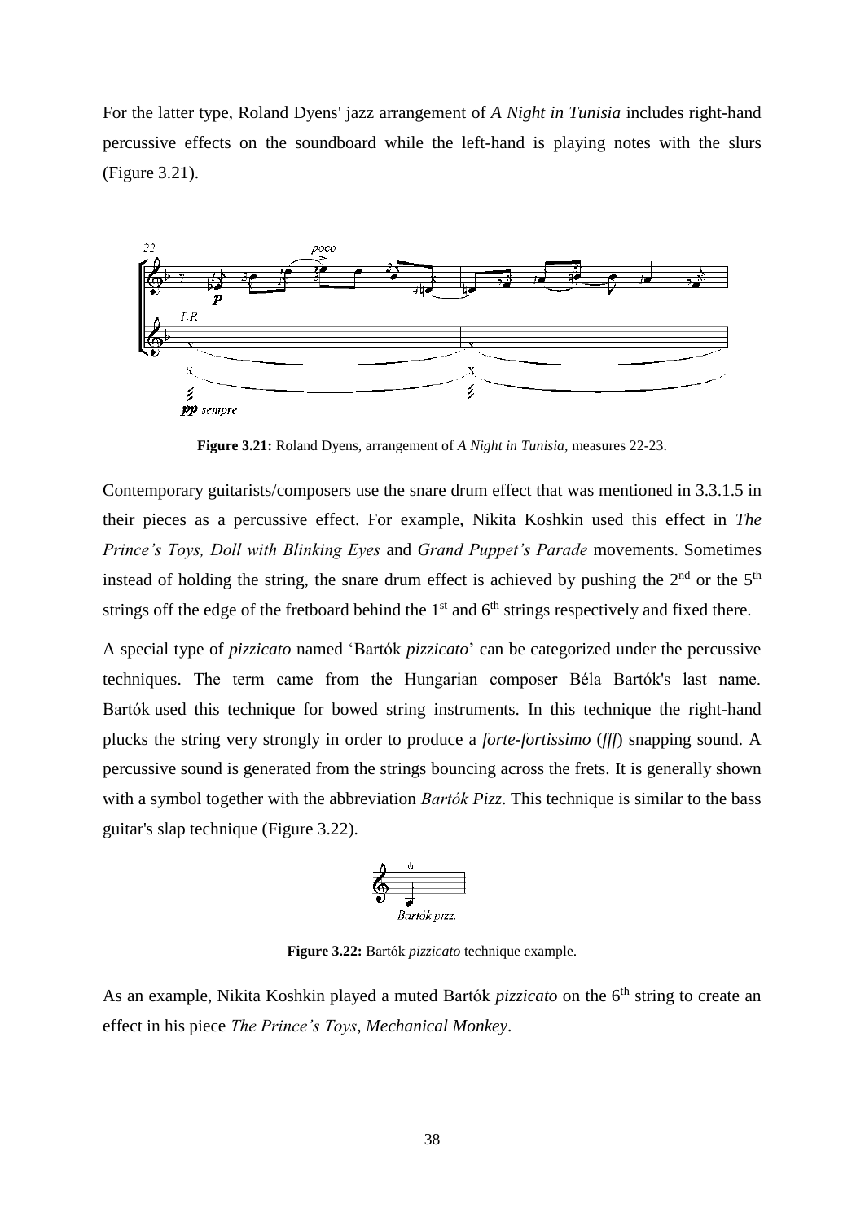For the latter type, Roland Dyens' jazz arrangement of *A Night in Tunisia* includes right-hand percussive effects on the soundboard while the left-hand is playing notes with the slurs (Figure 3.21).

**Figure 3.21:** Roland Dyens, arrangement of *A Night in Tunisia*, measures 22-23.

Contemporary guitarists/composers use the snare drum effect that was mentioned in 3.3.1.5 in their pieces as a percussive effect. For example, Nikita Koshkin used this effect in *The Prince's Toys, Doll with Blinking Eyes* and *Grand Puppet's Parade* movements. Sometimes instead of holding the string, the snare drum effect is achieved by pushing the 2nd or the 5th strings off the edge of the fretboard behind the 1st and 6th strings respectively and fixed there.

A special type of *pizzicato* named 'Bartók *pizzicato*' can be categorized under the percussive techniques. The term came from the Hungarian composer Béla Bartók's last name. Bartók used this technique for bowed string instruments. In this technique the right-hand plucks the string very strongly in order to produce a *forte-fortissimo* (*fff*) snapping sound. A percussive sound is generated from the strings bouncing across the frets. It is generally shown with a symbol together with the abbreviation *Bartók Pizz*. This technique is similar to the bass guitar's slap technique (Figure 3.22).

**Figure 3.22:** Bartók *pizzicato* technique example.

As an example, Nikita Koshkin played a muted Bartók *pizzicato* on the 6th string to create an effect in his piece *The Prince's Toys*, *Mechanical Monkey*.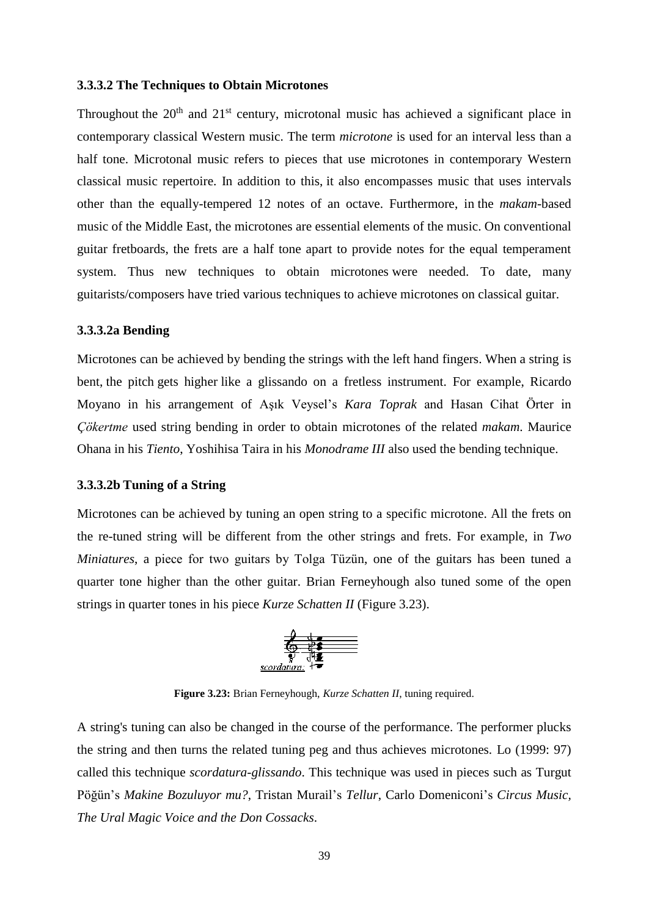### 3.3.3.2 The Techniques to Obtain Microtones

Throughout the 20th and 21st century, microtonal music has achieved a significant place in contemporary classical Western music. The term *microtone* is used for an interval less than a half tone. Microtonal music refers to pieces that use microtones in contemporary Western classical music repertoire. In addition to this, it also encompasses music that uses intervals other than the equally-tempered 12 notes of an octave. Furthermore, in the *makam*-based music of the Middle East, the microtones are essential elements of the music. On conventional guitar fretboards, the frets are a half tone apart to provide notes for the equal temperament system. Thus new techniques to obtain microtones were needed. To date, many guitarists/composers have tried various techniques to achieve microtones on classical guitar.

#### 3.3.3.2a Bending

Microtones can be achieved by bending the strings with the left hand fingers. When a string is bent, the pitch gets higher like a glissando on a fretless instrument. For example, Ricardo Moyano in his arrangement of Aşık Veysel's *Kara Toprak* and Hasan Cihat Örter in *Çökertme* used string bending in order to obtain microtones of the related *makam*. Maurice Ohana in his *Tiento*, Yoshihisa Taira in his *Monodrame III* also used the bending technique.

#### 3.3.3.2b Tuning of a String

Microtones can be achieved by tuning an open string to a specific microtone. All the frets on the re-tuned string will be different from the other strings and frets. For example, in *Two Miniatures*, a piece for two guitars by Tolga Tüzün, one of the guitars has been tuned a quarter tone higher than the other guitar. Brian Ferneyhough also tuned some of the open strings in quarter tones in his piece *Kurze Schatten II* (Figure 3.23).

**Figure 3.23:** Brian Ferneyhough, *Kurze Schatten II*, tuning required.

A string's tuning can also be changed in the course of the performance. The performer plucks the string and then turns the related tuning peg and thus achieves microtones. Lo (1999: 97) called this technique *scordatura-glissando*. This technique was used in pieces such as Turgut Pöğün's *Makine Bozuluyor mu?*, Tristan Murail's *Tellur*, Carlo Domeniconi's *Circus Music, The Ural Magic Voice and the Don Cossacks*.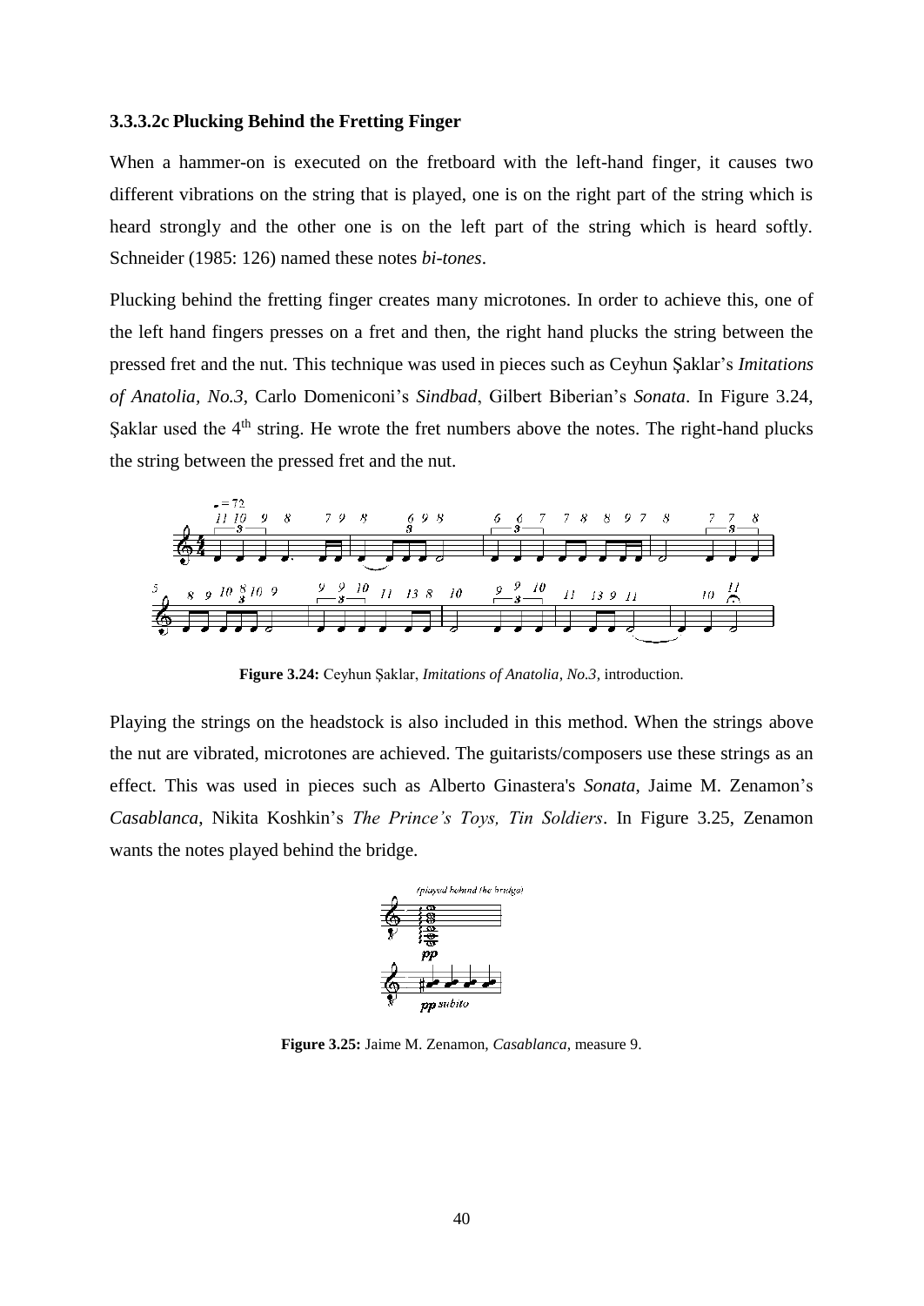### 3.3.3.2c Plucking Behind the Fretting Finger

When a hammer-on is executed on the fretboard with the left-hand finger, it causes two different vibrations on the string that is played, one is on the right part of the string which is heard strongly and the other one is on the left part of the string which is heard softly. Schneider (1985: 126) named these notes *bi-tones*.

Plucking behind the fretting finger creates many microtones. In order to achieve this, one of the left hand fingers presses on a fret and then, the right hand plucks the string between the pressed fret and the nut. This technique was used in pieces such as Ceyhun Şaklar's *Imitations of Anatolia*, *No.3*, Carlo Domeniconi's *Sindbad*, Gilbert Biberian's *Sonata*. In Figure 3.24, Şaklar used the 4th string. He wrote the fret numbers above the notes. The right-hand plucks the string between the pressed fret and the nut.

**Figure 3.24:** Ceyhun Şaklar, *Imitations of Anatolia*, *No.3*, introduction.

Playing the strings on the headstock is also included in this method. When the strings above the nut are vibrated, microtones are achieved. The guitarists/composers use these strings as an effect. This was used in pieces such as Alberto Ginastera's *Sonata*, Jaime M. Zenamon's *Casablanca*, Nikita Koshkin's *The Prince's Toys, Tin Soldiers*. In Figure 3.25, Zenamon wants the notes played behind the bridge.

**Figure 3.25:** Jaime M. Zenamon, *Casablanca*, measure 9.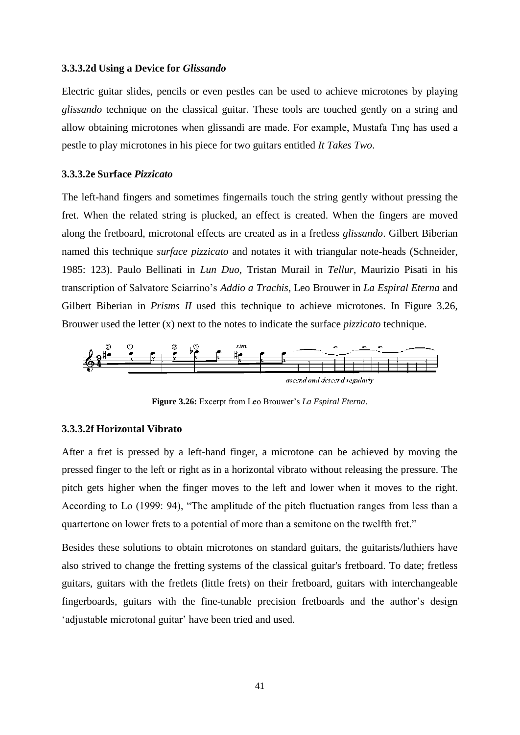#### 3.3.3.2d Using a Device for *Glissando*

Electric guitar slides, pencils or even pestles can be used to achieve microtones by playing *glissando* technique on the classical guitar. These tools are touched gently on a string and allow obtaining microtones when glissandi are made. For example, Mustafa Tınç has used a pestle to play microtones in his piece for two guitars entitled *It Takes Two*.

#### 3.3.3.2e Surface *Pizzicato*

The left-hand fingers and sometimes fingernails touch the string gently without pressing the fret. When the related string is plucked, an effect is created. When the fingers are moved along the fretboard, microtonal effects are created as in a fretless *glissando*. Gilbert Biberian named this technique *surface pizzicato* and notates it with triangular note-heads (Schneider, 1985: 123). Paulo Bellinati in *Lun Duo*, Tristan Murail in *Tellur*, Maurizio Pisati in his transcription of Salvatore Sciarrino's *Addio a Trachis*, Leo Brouwer in *La Espiral Eterna* and Gilbert Biberian in *Prisms II* used this technique to achieve microtones. In Figure 3.26, Brouwer used the letter (x) next to the notes to indicate the surface *pizzicato* technique.

**Figure 3.26:** Excerpt from Leo Brouwer's *La Espiral Eterna*.

#### 3.3.3.2f Horizontal Vibrato

After a fret is pressed by a left-hand finger, a microtone can be achieved by moving the pressed finger to the left or right as in a horizontal vibrato without releasing the pressure. The pitch gets higher when the finger moves to the left and lower when it moves to the right. According to Lo (1999: 94), "The amplitude of the pitch fluctuation ranges from less than a quartertone on lower frets to a potential of more than a semitone on the twelfth fret."

Besides these solutions to obtain microtones on standard guitars, the guitarists/luthiers have also strived to change the fretting systems of the classical guitar's fretboard. To date; fretless guitars, guitars with the fretlets (little frets) on their fretboard, guitars with interchangeable fingerboards, guitars with the fine-tunable precision fretboards and the author's design 'adjustable microtonal guitar' have been tried and used.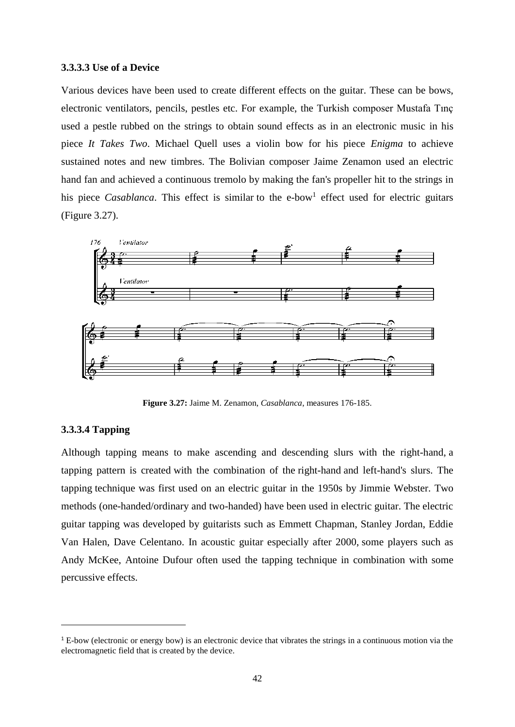### 3.3.3.3 Use of a Device

Various devices have been used to create different effects on the guitar. These can be bows, electronic ventilators, pencils, pestles etc. For example, the Turkish composer Mustafa Tınç used a pestle rubbed on the strings to obtain sound effects as in an electronic music in his piece *It Takes Two*. Michael Quell uses a violin bow for his piece *Enigma* to achieve sustained notes and new timbres. The Bolivian composer Jaime Zenamon used an electric hand fan and achieved a continuous tremolo by making the fan's propeller hit to the strings in his piece *Casablanca*. This effect is similar to the e-bow[1] effect used for electric guitars (Figure 3.27).

**Figure 3.27:** Jaime M. Zenamon, *Casablanca*, measures 176-185.

### 3.3.3.4 Tapping

Although tapping means to make ascending and descending slurs with the right-hand, a tapping pattern is created with the combination of the right-hand and left-hand's slurs. The tapping technique was first used on an electric guitar in the 1950s by Jimmie Webster. Two methods (one-handed/ordinary and two-handed) have been used in electric guitar. The electric guitar tapping was developed by guitarists such as Emmett Chapman, Stanley Jordan, Eddie Van Halen, Dave Celentano. In acoustic guitar especially after 2000, some players such as Andy McKee, Antoine Dufour often used the tapping technique in combination with some percussive effects.

[1] E-bow (electronic or energy bow) is an electronic device that vibrates the strings in a continuous motion via the electromagnetic field that is created by the device.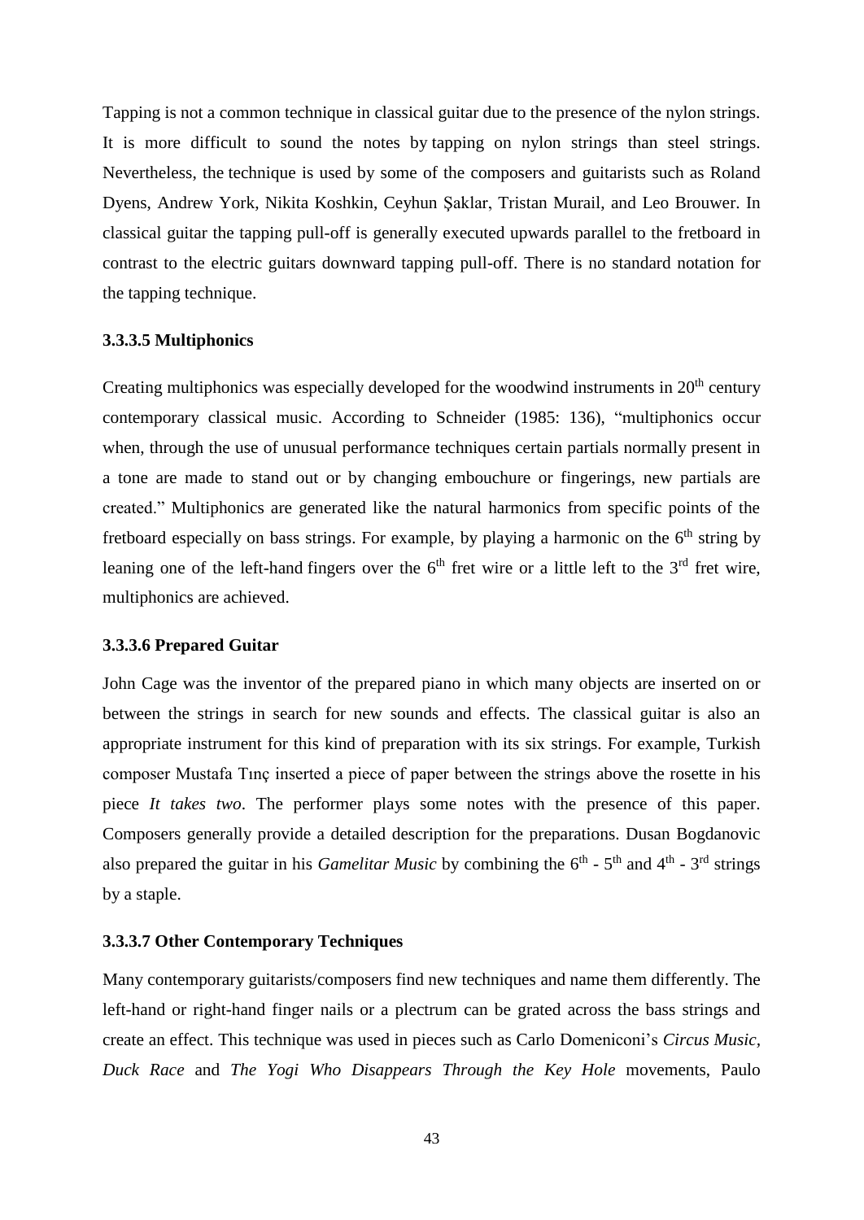Tapping is not a common technique in classical guitar due to the presence of the nylon strings. It is more difficult to sound the notes by tapping on nylon strings than steel strings. Nevertheless, the technique is used by some of the composers and guitarists such as Roland Dyens, Andrew York, Nikita Koshkin, Ceyhun Şaklar, Tristan Murail, and Leo Brouwer. In classical guitar the tapping pull-off is generally executed upwards parallel to the fretboard in contrast to the electric guitars downward tapping pull-off. There is no standard notation for the tapping technique.

#### 3.3.3.5 Multiphonics

Creating multiphonics was especially developed for the woodwind instruments in 20th century contemporary classical music. According to Schneider (1985: 136), "multiphonics occur when, through the use of unusual performance techniques certain partials normally present in a tone are made to stand out or by changing embouchure or fingerings, new partials are created." Multiphonics are generated like the natural harmonics from specific points of the fretboard especially on bass strings. For example, by playing a harmonic on the 6th string by leaning one of the left-hand fingers over the 6th fret wire or a little left to the 3rd fret wire, multiphonics are achieved.

#### 3.3.3.6 Prepared Guitar

John Cage was the inventor of the prepared piano in which many objects are inserted on or between the strings in search for new sounds and effects. The classical guitar is also an appropriate instrument for this kind of preparation with its six strings. For example, Turkish composer Mustafa Tınç inserted a piece of paper between the strings above the rosette in his piece *It takes two*. The performer plays some notes with the presence of this paper. Composers generally provide a detailed description for the preparations. Dusan Bogdanovic also prepared the guitar in his *Gamelitar Music* by combining the 6th - 5th and 4th - 3rd strings by a staple.

#### 3.3.3.7 Other Contemporary Techniques

Many contemporary guitarists/composers find new techniques and name them differently. The left-hand or right-hand finger nails or a plectrum can be grated across the bass strings and create an effect. This technique was used in pieces such as Carlo Domeniconi's *Circus Music*, *Duck Race* and *The Yogi Who Disappears Through the Key Hole* movements, Paulo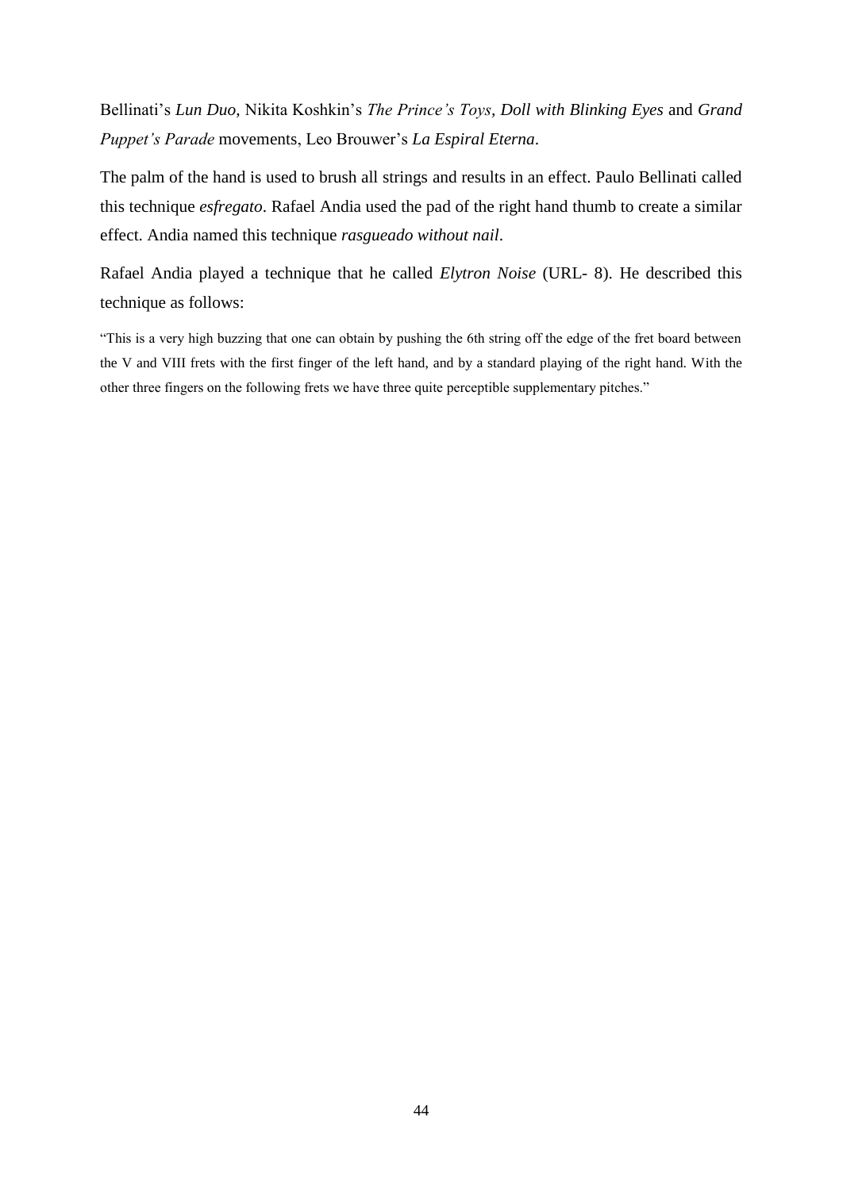Bellinati's *Lun Duo*, Nikita Koshkin's *The Prince's Toys, Doll with Blinking Eyes* and *Grand Puppet's Parade* movements, Leo Brouwer's *La Espiral Eterna*.

The palm of the hand is used to brush all strings and results in an effect. Paulo Bellinati called this technique *esfregato*. Rafael Andia used the pad of the right hand thumb to create a similar effect. Andia named this technique *rasgueado without nail*.

Rafael Andia played a technique that he called *Elytron Noise* (URL- 8). He described this technique as follows:

> "This is a very high buzzing that one can obtain by pushing the 6th string off the edge of the fret board between the V and VIII frets with the first finger of the left hand, and by a standard playing of the right hand. With the other three fingers on the following frets we have three quite perceptible supplementary pitches."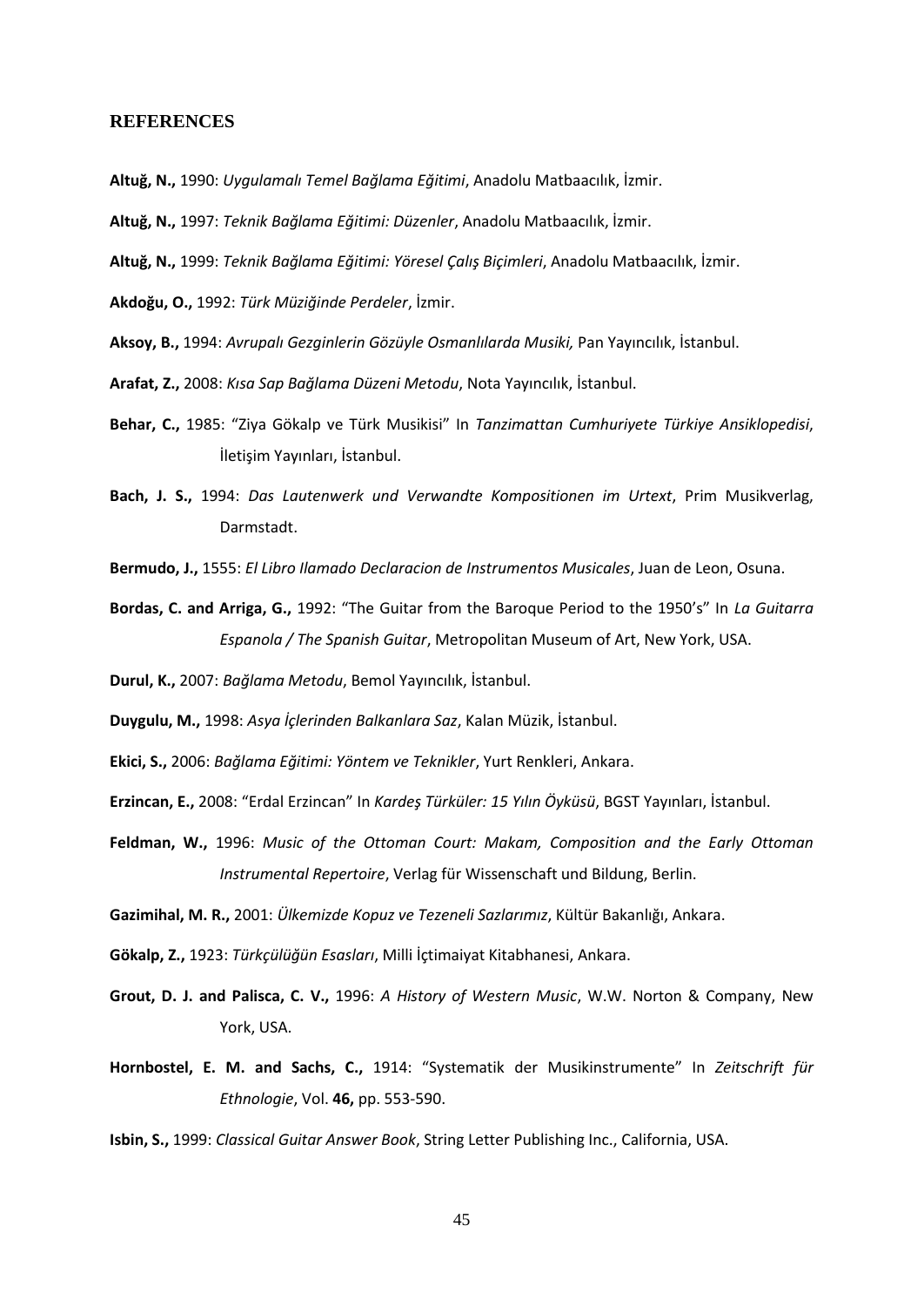## REFERENCES

**Altuğ, N.,** 1990: *Uygulamalı Temel Bağlama Eğitimi*, Anadolu Matbaacılık, İzmir.

**Altuğ, N.,** 1997: *Teknik Bağlama Eğitimi: Düzenler*, Anadolu Matbaacılık, İzmir.

**Altuğ, N.,** 1999: *Teknik Bağlama Eğitimi: Yöresel Çalış Biçimleri*, Anadolu Matbaacılık, İzmir.

**Akdoğu, O.,** 1992: *Türk Müziğinde Perdeler*, İzmir.

**Aksoy, B.,** 1994: *Avrupalı Gezginlerin Gözüyle Osmanlılarda Musiki,* Pan Yayıncılık, İstanbul.

**Arafat, Z.,** 2008: *Kısa Sap Bağlama Düzeni Metodu*, Nota Yayıncılık, İstanbul.

**Behar, C.,** 1985: "Ziya Gökalp ve Türk Musikisi" In *Tanzimattan Cumhuriyete Türkiye Ansiklopedisi*, İletişim Yayınları, İstanbul.

**Bach, J. S.,** 1994: *Das Lautenwerk und Verwandte Kompositionen im Urtext*, Prim Musikverlag, Darmstadt.

**Bermudo, J.,** 1555: *El Libro Ilamado Declaracion de Instrumentos Musicales*, Juan de Leon, Osuna.

**Bordas, C. and Arriga, G.,** 1992: "The Guitar from the Baroque Period to the 1950's" In *La Guitarra Espanola / The Spanish Guitar*, Metropolitan Museum of Art, New York, USA.

**Durul, K.,** 2007: *Bağlama Metodu*, Bemol Yayıncılık, İstanbul.

**Duygulu, M.,** 1998: *Asya İçlerinden Balkanlara Saz*, Kalan Müzik, İstanbul.

**Ekici, S.,** 2006: *Bağlama Eğitimi: Yöntem ve Teknikler*, Yurt Renkleri, Ankara.

**Erzincan, E.,** 2008: "Erdal Erzincan" In *Kardeş Türküler: 15 Yılın Öyküsü*, BGST Yayınları, İstanbul.

**Feldman, W.,** 1996: *Music of the Ottoman Court: Makam, Composition and the Early Ottoman Instrumental Repertoire*, Verlag für Wissenschaft und Bildung, Berlin.

**Gazimihal, M. R.,** 2001: *Ülkemizde Kopuz ve Tezeneli Sazlarımız*, Kültür Bakanlığı, Ankara.

**Gökalp, Z.,** 1923: *Türkçülüğün Esasları*, Milli İçtimaiyat Kitabhanesi, Ankara.

**Grout, D. J. and Palisca, C. V.,** 1996: *A History of Western Music*, W.W. Norton & Company, New York, USA.

**Hornbostel, E. M. and Sachs, C.,** 1914: "Systematik der Musikinstrumente" In *Zeitschrift für Ethnologie*, Vol. **46,** pp. 553-590.

**Isbin, S.,** 1999: *Classical Guitar Answer Book*, String Letter Publishing Inc., California, USA.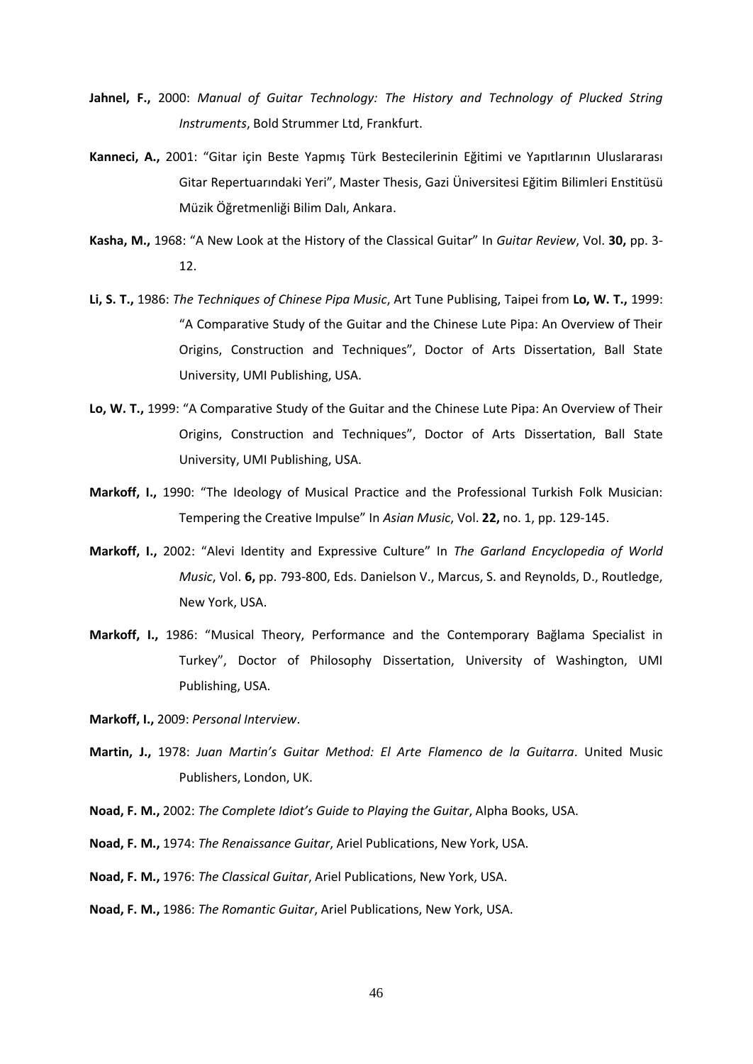**Jahnel, F.,** 2000: *Manual of Guitar Technology: The History and Technology of Plucked String Instruments*, Bold Strummer Ltd, Frankfurt.

**Kanneci, A.,** 2001: "Gitar için Beste Yapmış Türk Bestecilerinin Eğitimi ve Yapıtlarının Uluslararası Gitar Repertuarındaki Yeri", Master Thesis, Gazi Üniversitesi Eğitim Bilimleri Enstitüsü Müzik Öğretmenliği Bilim Dalı, Ankara.

**Kasha, M.,** 1968: "A New Look at the History of the Classical Guitar" In *Guitar Review*, Vol. **30,** pp. 3-12.

**Li, S. T.,** 1986: *The Techniques of Chinese Pipa Music*, Art Tune Publising, Taipei from **Lo, W. T.,** 1999: "A Comparative Study of the Guitar and the Chinese Lute Pipa: An Overview of Their Origins, Construction and Techniques", Doctor of Arts Dissertation, Ball State University, UMI Publishing, USA.

**Lo, W. T.,** 1999: "A Comparative Study of the Guitar and the Chinese Lute Pipa: An Overview of Their Origins, Construction and Techniques", Doctor of Arts Dissertation, Ball State University, UMI Publishing, USA.

**Markoff, I.,** 1990: "The Ideology of Musical Practice and the Professional Turkish Folk Musician: Tempering the Creative Impulse" In *Asian Music*, Vol. **22,** no. 1, pp. 129-145.

**Markoff, I.,** 2002: "Alevi Identity and Expressive Culture" In *The Garland Encyclopedia of World Music*, Vol. **6,** pp. 793-800, Eds. Danielson V., Marcus, S. and Reynolds, D., Routledge, New York, USA.

**Markoff, I.,** 1986: "Musical Theory, Performance and the Contemporary Bağlama Specialist in Turkey", Doctor of Philosophy Dissertation, University of Washington, UMI Publishing, USA.

**Markoff, I.,** 2009: *Personal Interview*.

**Martin, J.,** 1978: *Juan Martin's Guitar Method: El Arte Flamenco de la Guitarra*. United Music Publishers, London, UK.

**Noad, F. M.,** 2002: *The Complete Idiot's Guide to Playing the Guitar*, Alpha Books, USA.

**Noad, F. M.,** 1974: *The Renaissance Guitar*, Ariel Publications, New York, USA.

**Noad, F. M.,** 1976: *The Classical Guitar*, Ariel Publications, New York, USA.

**Noad, F. M.,** 1986: *The Romantic Guitar*, Ariel Publications, New York, USA.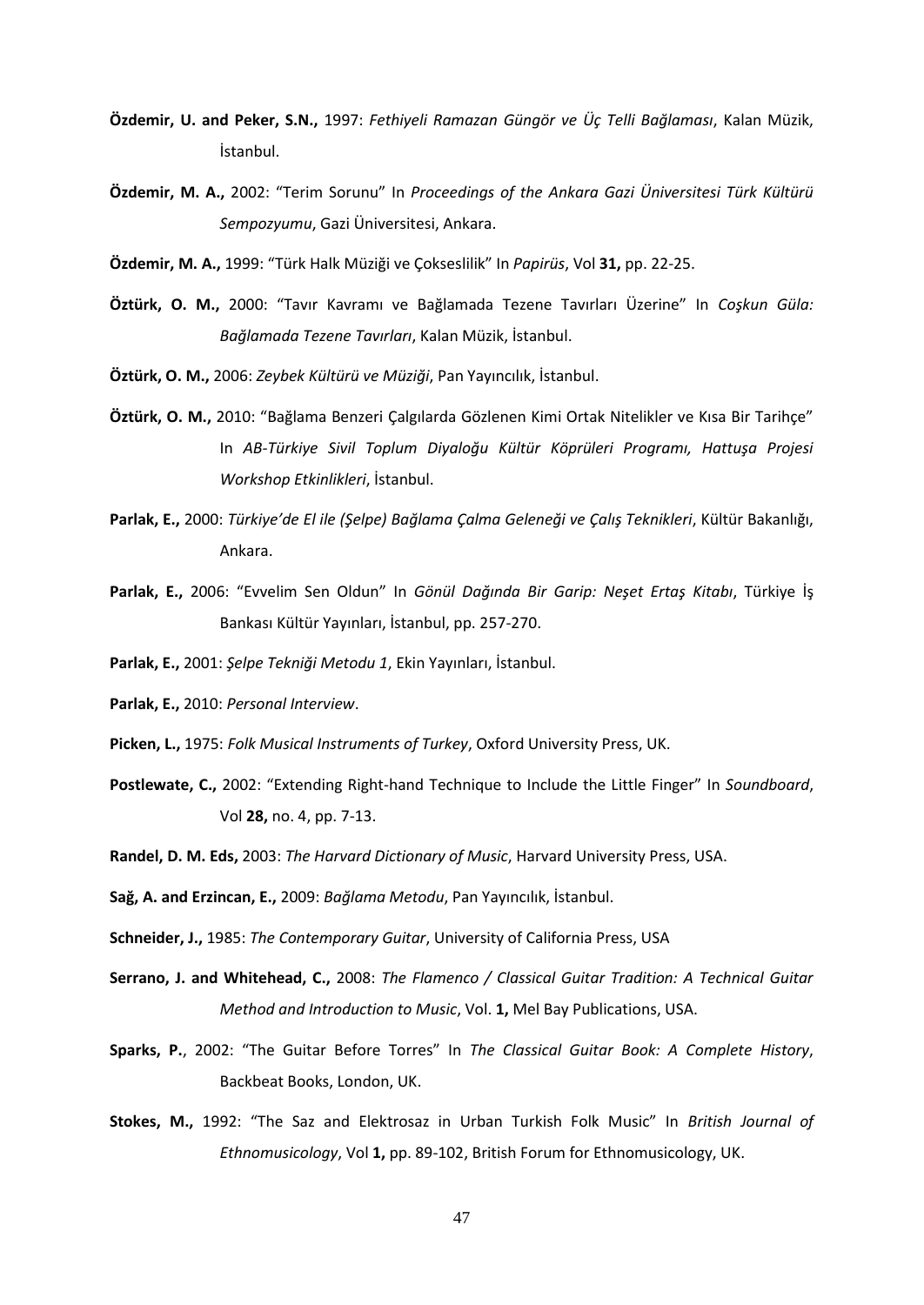**Özdemir, U. and Peker, S.N.,** 1997: *Fethiyeli Ramazan Güngör ve Üç Telli Bağlaması*, Kalan Müzik, İstanbul.

**Özdemir, M. A.,** 2002: "Terim Sorunu" In *Proceedings of the Ankara Gazi Üniversitesi Türk Kültürü Sempozyumu*, Gazi Üniversitesi, Ankara.

**Özdemir, M. A.,** 1999: "Türk Halk Müziği ve Çokseslilik" In *Papirüs*, Vol **31,** pp. 22-25.

**Öztürk, O. M.,** 2000: "Tavır Kavramı ve Bağlamada Tezene Tavırları Üzerine" In *Coşkun Güla: Bağlamada Tezene Tavırları*, Kalan Müzik, İstanbul.

**Öztürk, O. M.,** 2006: *Zeybek Kültürü ve Müziği*, Pan Yayıncılık, İstanbul.

**Öztürk, O. M.,** 2010: "Bağlama Benzeri Çalgılarda Gözlenen Kimi Ortak Nitelikler ve Kısa Bir Tarihçe" In *AB-Türkiye Sivil Toplum Diyaloğu Kültür Köprüleri Programı, Hattuşa Projesi Workshop Etkinlikleri*, İstanbul.

**Parlak, E.,** 2000: *Türkiye'de El ile (Şelpe) Bağlama Çalma Geleneği ve Çalış Teknikleri*, Kültür Bakanlığı, Ankara.

**Parlak, E.,** 2006: "Evvelim Sen Oldun" In *Gönül Dağında Bir Garip: Neşet Ertaş Kitabı*, Türkiye İş Bankası Kültür Yayınları, İstanbul, pp. 257-270.

**Parlak, E.,** 2001: *Şelpe Tekniği Metodu 1*, Ekin Yayınları, İstanbul.

**Parlak, E.,** 2010: *Personal Interview*.

**Picken, L.,** 1975: *Folk Musical Instruments of Turkey*, Oxford University Press, UK.

**Postlewate, C.,** 2002: "Extending Right-hand Technique to Include the Little Finger" In *Soundboard*, Vol **28,** no. 4, pp. 7-13.

**Randel, D. M. Eds,** 2003: *The Harvard Dictionary of Music*, Harvard University Press, USA.

**Sağ, A. and Erzincan, E.,** 2009: *Bağlama Metodu*, Pan Yayıncılık, İstanbul.

**Schneider, J.,** 1985: *The Contemporary Guitar*, University of California Press, USA

**Serrano, J. and Whitehead, C.,** 2008: *The Flamenco / Classical Guitar Tradition: A Technical Guitar Method and Introduction to Music*, Vol. **1,** Mel Bay Publications, USA.

**Sparks, P.**, 2002: "The Guitar Before Torres" In *The Classical Guitar Book: A Complete History*, Backbeat Books, London, UK.

**Stokes, M.,** 1992: "The Saz and Elektrosaz in Urban Turkish Folk Music" In *British Journal of Ethnomusicology*, Vol **1,** pp. 89-102, British Forum for Ethnomusicology, UK.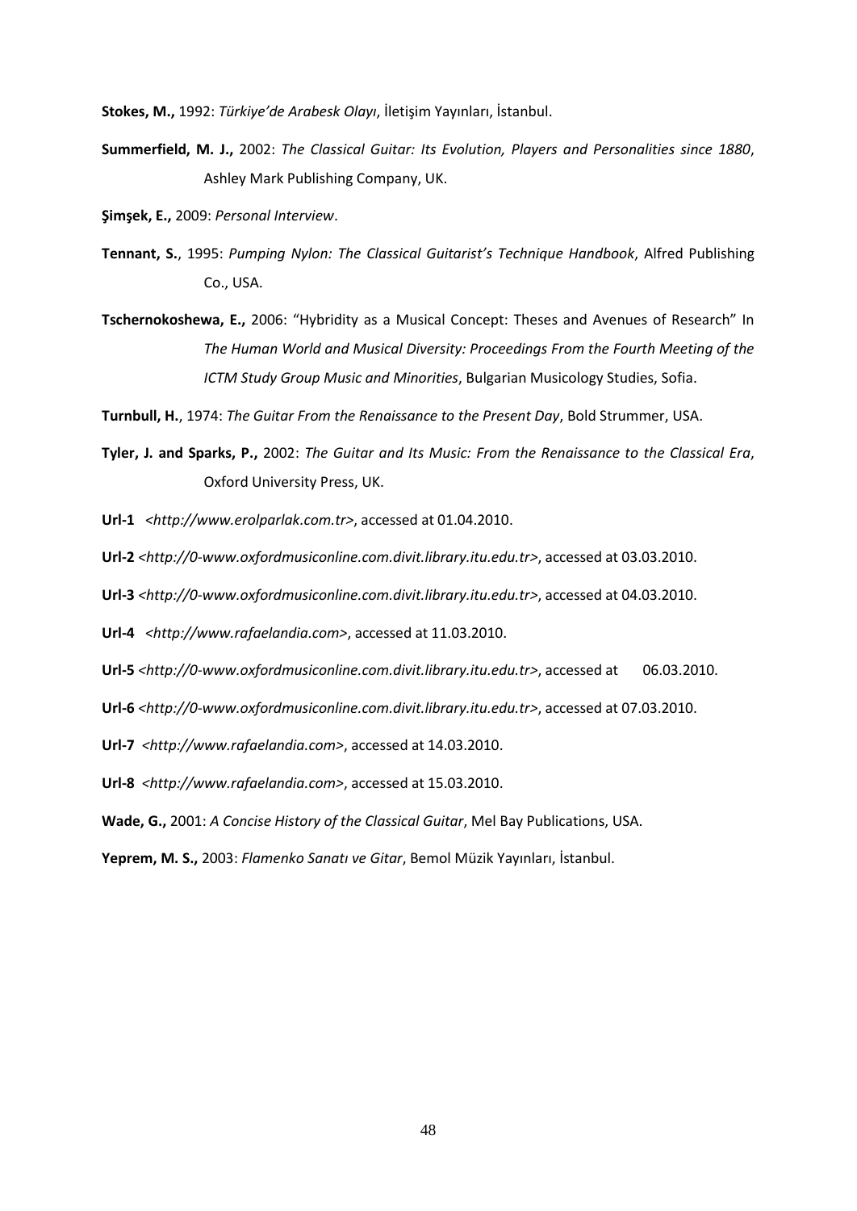**Stokes, M.,** 1992: *Türkiye'de Arabesk Olayı*, İletişim Yayınları, İstanbul.

**Summerfield, M. J.,** 2002: *The Classical Guitar: Its Evolution, Players and Personalities since 1880*, Ashley Mark Publishing Company, UK.

**Şimşek, E.,** 2009: *Personal Interview*.

**Tennant, S.**, 1995: *Pumping Nylon: The Classical Guitarist's Technique Handbook*, Alfred Publishing Co., USA.

**Tschernokoshewa, E.,** 2006: "Hybridity as a Musical Concept: Theses and Avenues of Research" In *The Human World and Musical Diversity: Proceedings From the Fourth Meeting of the ICTM Study Group Music and Minorities*, Bulgarian Musicology Studies, Sofia.

**Turnbull, H.**, 1974: *The Guitar From the Renaissance to the Present Day*, Bold Strummer, USA.

**Tyler, J. and Sparks, P.,** 2002: *The Guitar and Its Music: From the Renaissance to the Classical Era*, Oxford University Press, UK.

**Url-1** *<http://www.erolparlak.com.tr>*, accessed at 01.04.2010.

**Url-2** *<http://0-www.oxfordmusiconline.com.divit.library.itu.edu.tr>*, accessed at 03.03.2010.

**Url-3** *<http://0-www.oxfordmusiconline.com.divit.library.itu.edu.tr>*, accessed at 04.03.2010.

**Url-4** *<http://www.rafaelandia.com>*, accessed at 11.03.2010.

**Url-5** *<http://0-www.oxfordmusiconline.com.divit.library.itu.edu.tr>*, accessed at 06.03.2010.

**Url-6** *<http://0-www.oxfordmusiconline.com.divit.library.itu.edu.tr>*, accessed at 07.03.2010.

**Url-7** *<http://www.rafaelandia.com>*, accessed at 14.03.2010.

**Url-8** *<http://www.rafaelandia.com>*, accessed at 15.03.2010.

**Wade, G.,** 2001: *A Concise History of the Classical Guitar*, Mel Bay Publications, USA.

**Yeprem, M. S.,** 2003: *Flamenko Sanatı ve Gitar*, Bemol Müzik Yayınları, İstanbul.